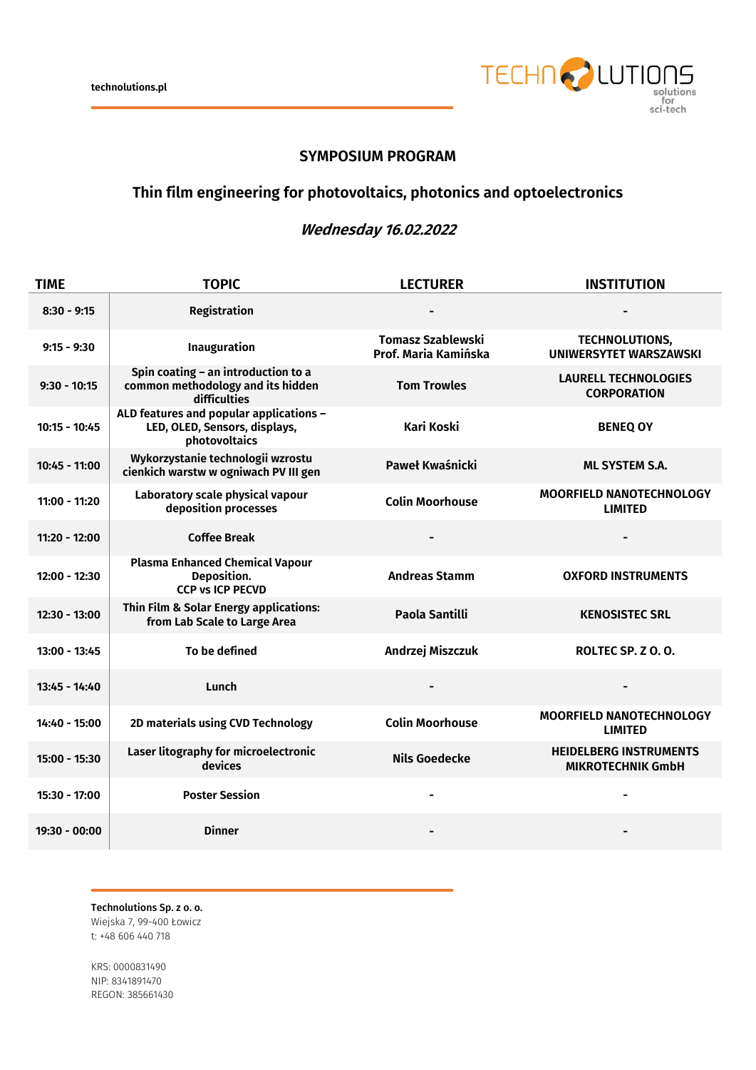technolutions.pl

# SYMPOSIUM PROGRAM

## Thin film engineering for photovoltaics, photonics and optoelectronics

### *Wednesday 16.02.2022*

| TIME | TOPIC | LECTURER | INSTITUTION |
|---|---|---|---|
| 8:30 - 9:15 | Registration | - | - |
| 9:15 - 9:30 | Inauguration | Tomasz Szablewski<br>Prof. Maria Kamińska | TECHNOLUTIONS,<br>UNIWERSYTET WARSZAWSKI |
| 9:30 - 10:15 | Spin coating – an introduction to a common methodology and its hidden difficulties | Tom Trowles | LAURELL TECHNOLOGIES CORPORATION |
| 10:15 - 10:45 | ALD features and popular applications – LED, OLED, Sensors, displays, photovoltaics | Kari Koski | BENEQ OY |
| 10:45 - 11:00 | Wykorzystanie technologii wzrostu cienkich warstw w ogniwach PV III gen | Paweł Kwaśnicki | ML SYSTEM S.A. |
| 11:00 - 11:20 | Laboratory scale physical vapour deposition processes | Colin Moorhouse | MOORFIELD NANOTECHNOLOGY LIMITED |
| 11:20 - 12:00 | Coffee Break | - | - |
| 12:00 - 12:30 | Plasma Enhanced Chemical Vapour Deposition.<br>CCP vs ICP PECVD | Andreas Stamm | OXFORD INSTRUMENTS |
| 12:30 - 13:00 | Thin Film & Solar Energy applications: from Lab Scale to Large Area | Paola Santilli | KENOSISTEC SRL |
| 13:00 - 13:45 | To be defined | Andrzej Miszczuk | ROLTEC SP. Z O. O. |
| 13:45 - 14:40 | Lunch | - | - |
| 14:40 - 15:00 | 2D materials using CVD Technology | Colin Moorhouse | MOORFIELD NANOTECHNOLOGY LIMITED |
| 15:00 - 15:30 | Laser litography for microelectronic devices | Nils Goedecke | HEIDELBERG INSTRUMENTS MIKROTECHNIK GmbH |
| 15:30 - 17:00 | Poster Session | - | - |
| 19:30 - 00:00 | Dinner | - | - |

**Technolutions Sp. z o. o.**
Wiejska 7, 99-400 Łowicz
t: +48 606 440 718

KRS: 0000831490
NIP: 8341891470
REGON: 385661430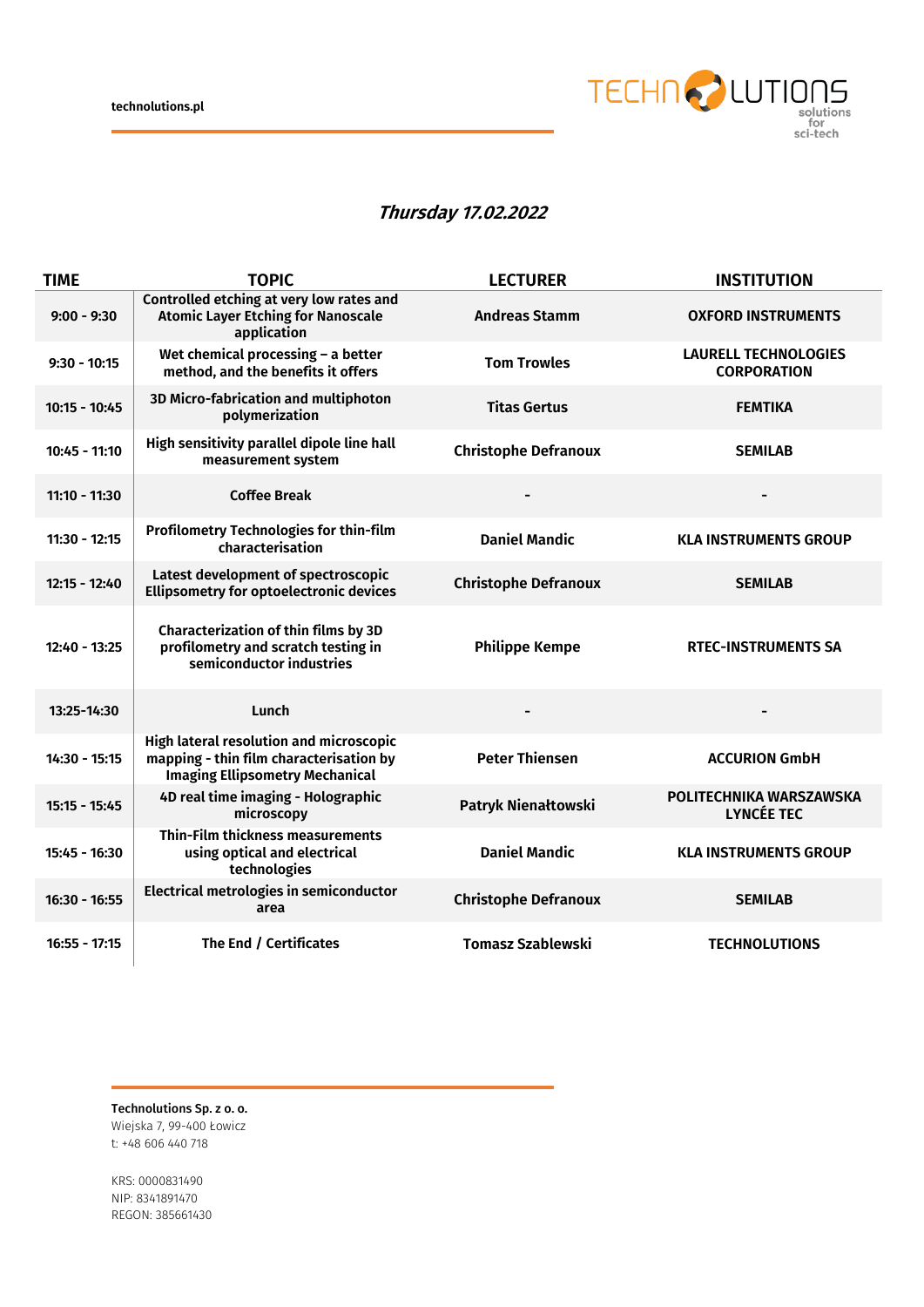### *Thursday 17.02.2022*

| TIME | TOPIC | LECTURER | INSTITUTION |
|---|---|---|---|
| 9:00 - 9:30 | Controlled etching at very low rates and Atomic Layer Etching for Nanoscale application | Andreas Stamm | OXFORD INSTRUMENTS |
| 9:30 - 10:15 | Wet chemical processing – a better method, and the benefits it offers | Tom Trowles | LAURELL TECHNOLOGIES CORPORATION |
| 10:15 - 10:45 | 3D Micro-fabrication and multiphoton polymerization | Titas Gertus | FEMTIKA |
| 10:45 - 11:10 | High sensitivity parallel dipole line hall measurement system | Christophe Defranoux | SEMILAB |
| 11:10 - 11:30 | Coffee Break | - | - |
| 11:30 - 12:15 | Profilometry Technologies for thin-film characterisation | Daniel Mandic | KLA INSTRUMENTS GROUP |
| 12:15 - 12:40 | Latest development of spectroscopic Ellipsometry for optoelectronic devices | Christophe Defranoux | SEMILAB |
| 12:40 - 13:25 | Characterization of thin films by 3D profilometry and scratch testing in semiconductor industries | Philippe Kempe | RTEC-INSTRUMENTS SA |
| 13:25-14:30 | Lunch | - | - |
| 14:30 - 15:15 | High lateral resolution and microscopic mapping - thin film characterisation by Imaging Ellipsometry Mechanical | Peter Thiensen | ACCURION GmbH |
| 15:15 - 15:45 | 4D real time imaging - Holographic microscopy | Patryk Nienałtowski | POLITECHNIKA WARSZAWSKA LYNCÉE TEC |
| 15:45 - 16:30 | Thin-Film thickness measurements using optical and electrical technologies | Daniel Mandic | KLA INSTRUMENTS GROUP |
| 16:30 - 16:55 | Electrical metrologies in semiconductor area | Christophe Defranoux | SEMILAB |
| 16:55 - 17:15 | The End / Certificates | Tomasz Szablewski | TECHNOLUTIONS |